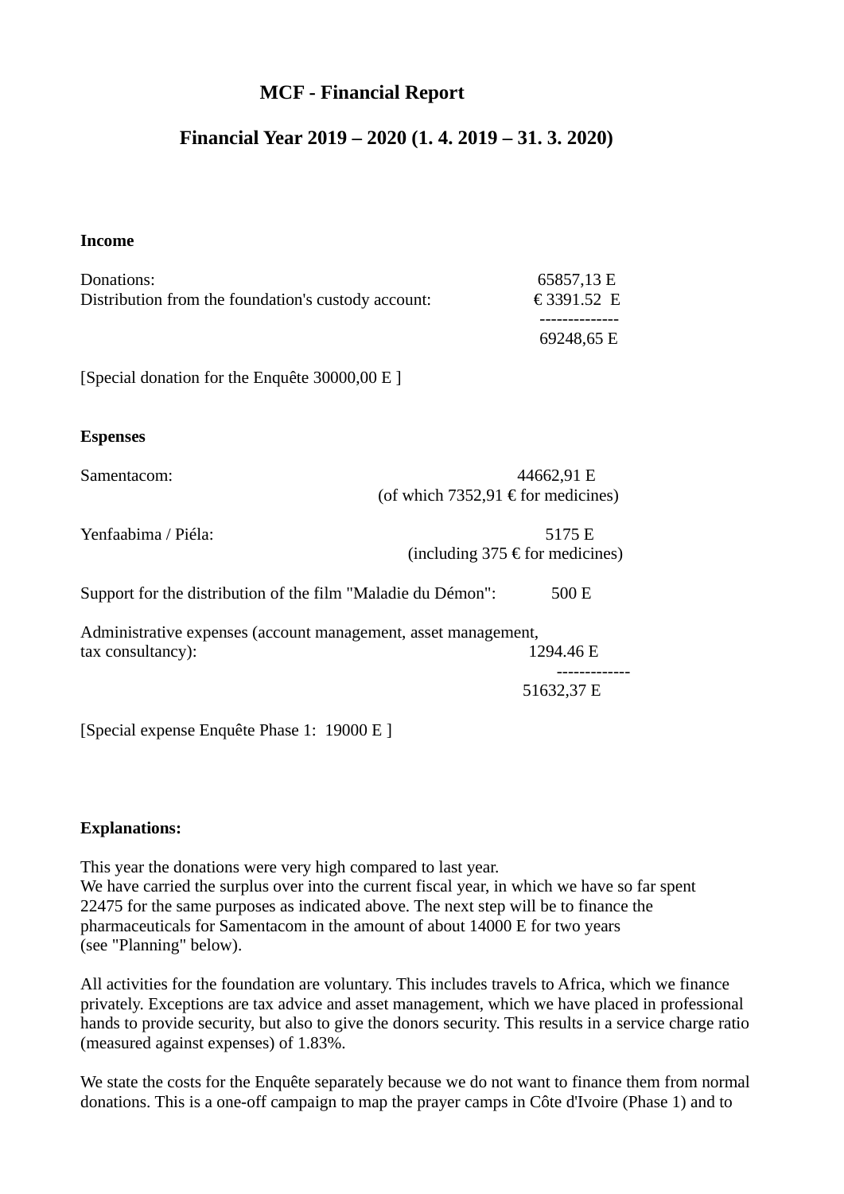# MCF - Financial Report

## Financial Year 2019 – 2020 (1. 4. 2019 – 31. 3. 2020)

**Income**

| | |
|---|---|
| Donations: | 65857,13 E |
| Distribution from the foundation's custody account: | € 3391.52 E |
| | ------------- |
| | 69248,65 E |

[Special donation for the Enquête 30000,00 E ]

**Espenses**

| | |
|---|---|
| Samentacom: | 44662,91 E |
| | (of which 7352,91 € for medicines) |
| Yenfaabima / Piéla: | 5175 E |
| | (including 375 € for medicines) |
| Support for the distribution of the film "Maladie du Démon": | 500 E |
| Administrative expenses (account management, asset management, tax consultancy): | 1294.46 E |
| | ------------- |
| | 51632,37 E |

[Special expense Enquête Phase 1: 19000 E ]

**Explanations:**

This year the donations were very high compared to last year.
We have carried the surplus over into the current fiscal year, in which we have so far spent 22475 for the same purposes as indicated above. The next step will be to finance the pharmaceuticals for Samentacom in the amount of about 14000 E for two years (see "Planning" below).

All activities for the foundation are voluntary. This includes travels to Africa, which we finance privately. Exceptions are tax advice and asset management, which we have placed in professional hands to provide security, but also to give the donors security. This results in a service charge ratio (measured against expenses) of 1.83%.

We state the costs for the Enquête separately because we do not want to finance them from normal donations. This is a one-off campaign to map the prayer camps in Côte d'Ivoire (Phase 1) and to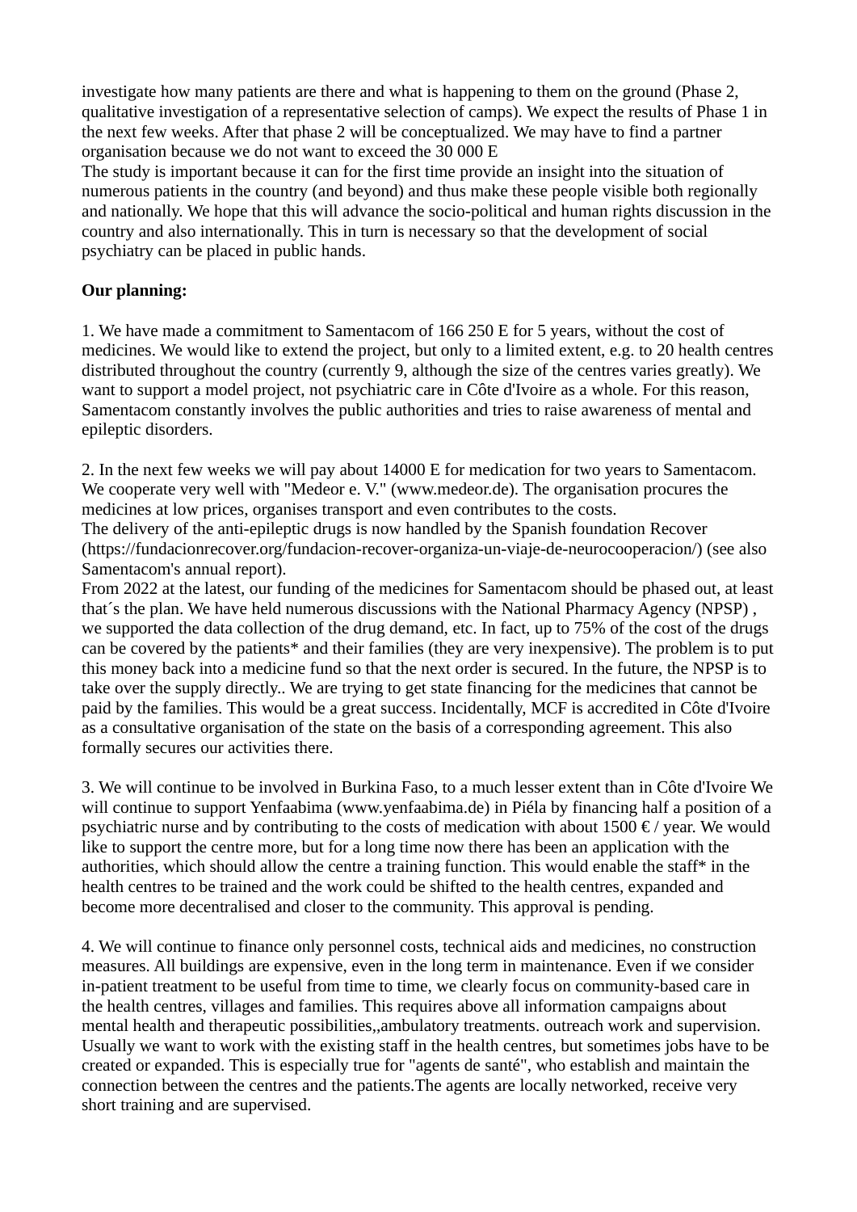investigate how many patients are there and what is happening to them on the ground (Phase 2, qualitative investigation of a representative selection of camps). We expect the results of Phase 1 in the next few weeks. After that phase 2 will be conceptualized. We may have to find a partner organisation because we do not want to exceed the 30 000 E

The study is important because it can for the first time provide an insight into the situation of numerous patients in the country (and beyond) and thus make these people visible both regionally and nationally. We hope that this will advance the socio-political and human rights discussion in the country and also internationally. This in turn is necessary so that the development of social psychiatry can be placed in public hands.

**Our planning:**

1. We have made a commitment to Samentacom of 166 250 E for 5 years, without the cost of medicines. We would like to extend the project, but only to a limited extent, e.g. to 20 health centres distributed throughout the country (currently 9, although the size of the centres varies greatly). We want to support a model project, not psychiatric care in Côte d'Ivoire as a whole. For this reason, Samentacom constantly involves the public authorities and tries to raise awareness of mental and epileptic disorders.

2. In the next few weeks we will pay about 14000 E for medication for two years to Samentacom. We cooperate very well with "Medeor e. V." (www.medeor.de). The organisation procures the medicines at low prices, organises transport and even contributes to the costs.
The delivery of the anti-epileptic drugs is now handled by the Spanish foundation Recover (https://fundacionrecover.org/fundacion-recover-organiza-un-viaje-de-neurocooperacion/) (see also Samentacom's annual report).
From 2022 at the latest, our funding of the medicines for Samentacom should be phased out, at least that´s the plan. We have held numerous discussions with the National Pharmacy Agency (NPSP) , we supported the data collection of the drug demand, etc. In fact, up to 75% of the cost of the drugs can be covered by the patients* and their families (they are very inexpensive). The problem is to put this money back into a medicine fund so that the next order is secured. In the future, the NPSP is to take over the supply directly.. We are trying to get state financing for the medicines that cannot be paid by the families. This would be a great success. Incidentally, MCF is accredited in Côte d'Ivoire as a consultative organisation of the state on the basis of a corresponding agreement. This also formally secures our activities there.

3. We will continue to be involved in Burkina Faso, to a much lesser extent than in Côte d'Ivoire We will continue to support Yenfaabima (www.yenfaabima.de) in Piéla by financing half a position of a psychiatric nurse and by contributing to the costs of medication with about 1500 € / year. We would like to support the centre more, but for a long time now there has been an application with the authorities, which should allow the centre a training function. This would enable the staff* in the health centres to be trained and the work could be shifted to the health centres, expanded and become more decentralised and closer to the community. This approval is pending.

4. We will continue to finance only personnel costs, technical aids and medicines, no construction measures. All buildings are expensive, even in the long term in maintenance. Even if we consider in-patient treatment to be useful from time to time, we clearly focus on community-based care in the health centres, villages and families. This requires above all information campaigns about mental health and therapeutic possibilities,,ambulatory treatments. outreach work and supervision. Usually we want to work with the existing staff in the health centres, but sometimes jobs have to be created or expanded. This is especially true for "agents de santé", who establish and maintain the connection between the centres and the patients.The agents are locally networked, receive very short training and are supervised.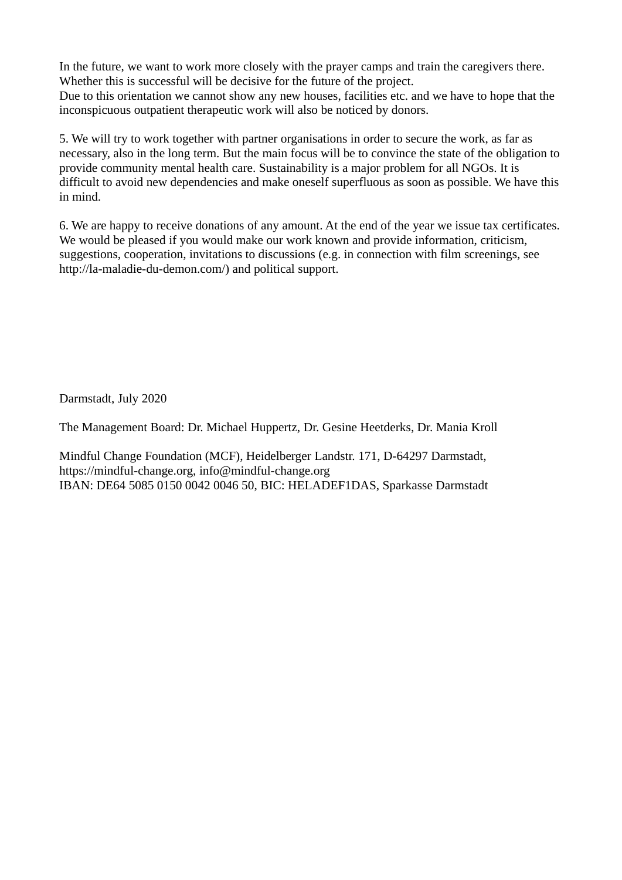In the future, we want to work more closely with the prayer camps and train the caregivers there. Whether this is successful will be decisive for the future of the project.
Due to this orientation we cannot show any new houses, facilities etc. and we have to hope that the inconspicuous outpatient therapeutic work will also be noticed by donors.

5. We will try to work together with partner organisations in order to secure the work, as far as necessary, also in the long term. But the main focus will be to convince the state of the obligation to provide community mental health care. Sustainability is a major problem for all NGOs. It is difficult to avoid new dependencies and make oneself superfluous as soon as possible. We have this in mind.

6. We are happy to receive donations of any amount. At the end of the year we issue tax certificates. We would be pleased if you would make our work known and provide information, criticism, suggestions, cooperation, invitations to discussions (e.g. in connection with film screenings, see http://la-maladie-du-demon.com/) and political support.

Darmstadt, July 2020

The Management Board: Dr. Michael Huppertz, Dr. Gesine Heetderks, Dr. Mania Kroll

Mindful Change Foundation (MCF), Heidelberger Landstr. 171, D-64297 Darmstadt,
https://mindful-change.org, info@mindful-change.org
IBAN: DE64 5085 0150 0042 0046 50, BIC: HELADEF1DAS, Sparkasse Darmstadt